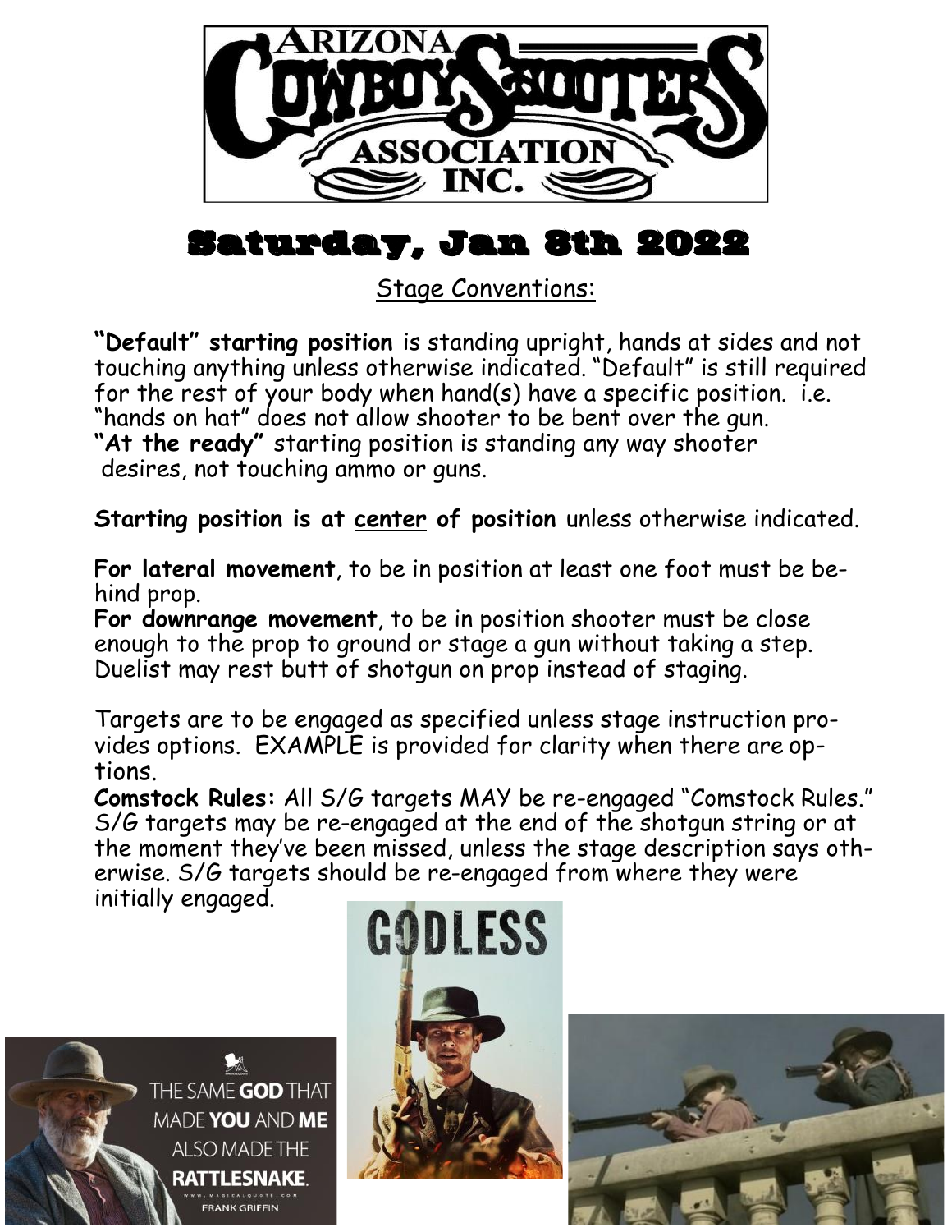# Arizona Cowboy Shooters Association Inc.

# Saturday, Jan 8th 2022

## Stage Conventions:

**"Default" starting position** is standing upright, hands at sides and not touching anything unless otherwise indicated. "Default" is still required for the rest of your body when hand(s) have a specific position. i.e. "hands on hat" does not allow shooter to be bent over the gun.
**"At the ready"** starting position is standing any way shooter desires, not touching ammo or guns.

**Starting position is at <u>center</u> of position** unless otherwise indicated.

**For lateral movement**, to be in position at least one foot must be behind prop.
**For downrange movement**, to be in position shooter must be close enough to the prop to ground or stage a gun without taking a step. Duelist may rest butt of shotgun on prop instead of staging.

Targets are to be engaged as specified unless stage instruction provides options. EXAMPLE is provided for clarity when there are options.
**Comstock Rules:** All S/G targets MAY be re-engaged "Comstock Rules." S/G targets may be re-engaged at the end of the shotgun string or at the moment they've been missed, unless the stage description says otherwise. S/G targets should be re-engaged from where they were initially engaged.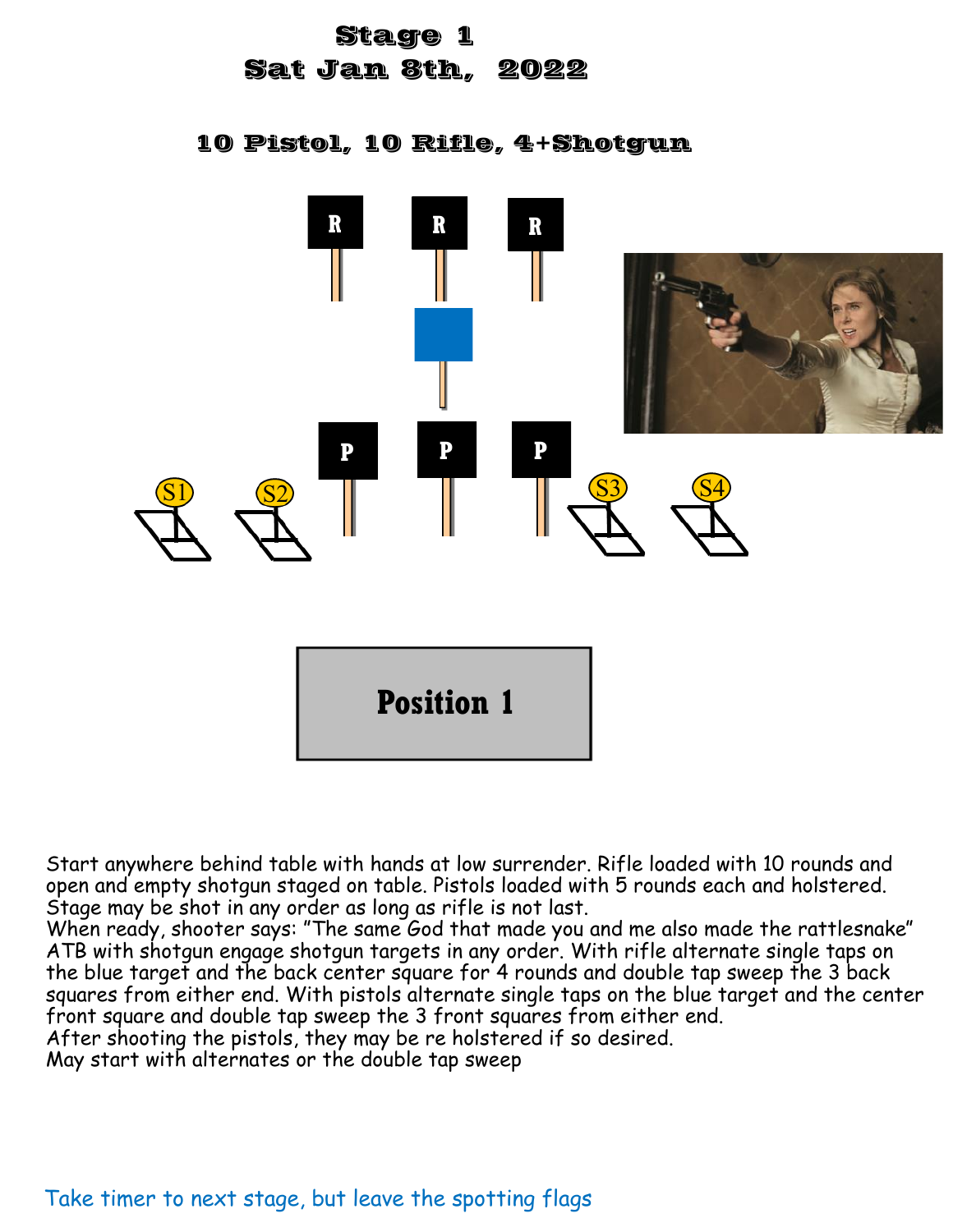# Stage 1
## Sat Jan 8th, 2022

### 10 Pistol, 10 Rifle, 4+Shotgun

R R R

P P P

S1 S2 S3 S4

Position 1

Start anywhere behind table with hands at low surrender. Rifle loaded with 10 rounds and open and empty shotgun staged on table. Pistols loaded with 5 rounds each and holstered. Stage may be shot in any order as long as rifle is not last.
When ready, shooter says: "The same God that made you and me also made the rattlesnake" ATB with shotgun engage shotgun targets in any order. With rifle alternate single taps on the blue target and the back center square for 4 rounds and double tap sweep the 3 back squares from either end. With pistols alternate single taps on the blue target and the center front square and double tap sweep the 3 front squares from either end.
After shooting the pistols, they may be re holstered if so desired.
May start with alternates or the double tap sweep

Take timer to next stage, but leave the spotting flags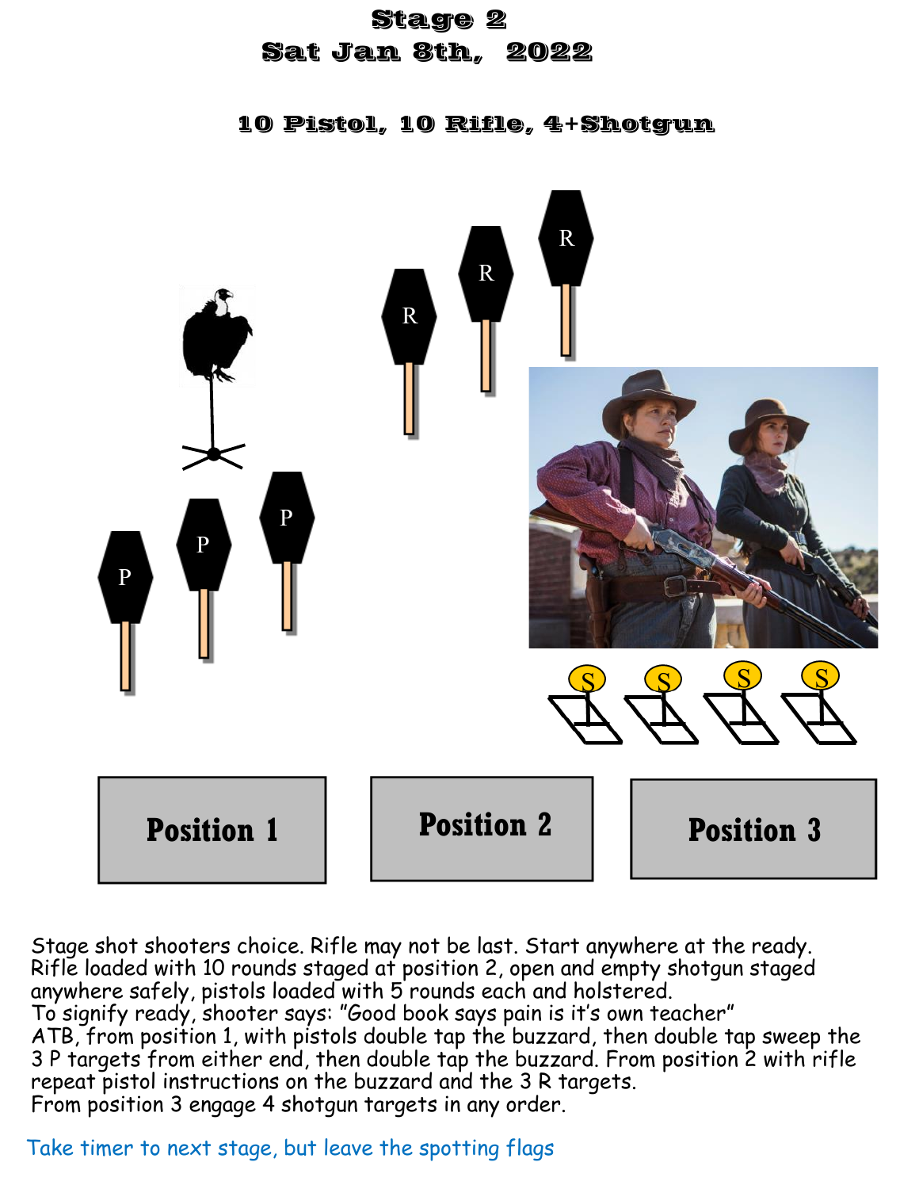# Stage 2
## Sat Jan 8th, 2022

### 10 Pistol, 10 Rifle, 4+Shotgun

R R R

P P P

S S S S

Position 1 | Position 2 | Position 3

Stage shot shooters choice. Rifle may not be last. Start anywhere at the ready.
Rifle loaded with 10 rounds staged at position 2, open and empty shotgun staged anywhere safely, pistols loaded with 5 rounds each and holstered.
To signify ready, shooter says: "Good book says pain is it's own teacher"
ATB, from position 1, with pistols double tap the buzzard, then double tap sweep the 3 P targets from either end, then double tap the buzzard. From position 2 with rifle repeat pistol instructions on the buzzard and the 3 R targets.
From position 3 engage 4 shotgun targets in any order.

Take timer to next stage, but leave the spotting flags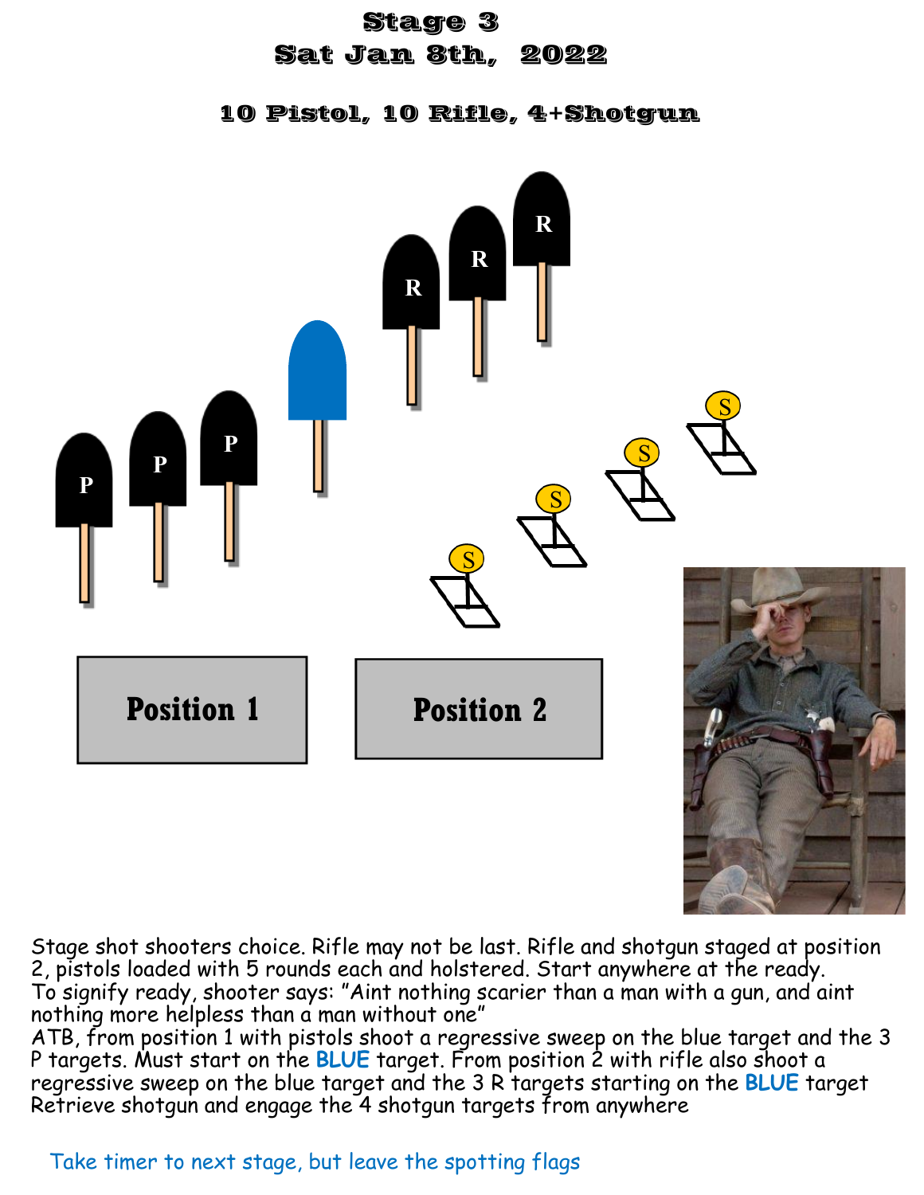# Stage 3
## Sat Jan 8th, 2022

### 10 Pistol, 10 Rifle, 4+Shotgun

Position 1

Position 2

Stage shot shooters choice. Rifle may not be last. Rifle and shotgun staged at position 2, pistols loaded with 5 rounds each and holstered. Start anywhere at the ready.
To signify ready, shooter says: "Aint nothing scarier than a man with a gun, and aint nothing more helpless than a man without one"
ATB, from position 1 with pistols shoot a regressive sweep on the blue target and the 3 P targets. Must start on the **BLUE** target. From position 2 with rifle also shoot a regressive sweep on the blue target and the 3 R targets starting on the **BLUE** target
Retrieve shotgun and engage the 4 shotgun targets from anywhere

Take timer to next stage, but leave the spotting flags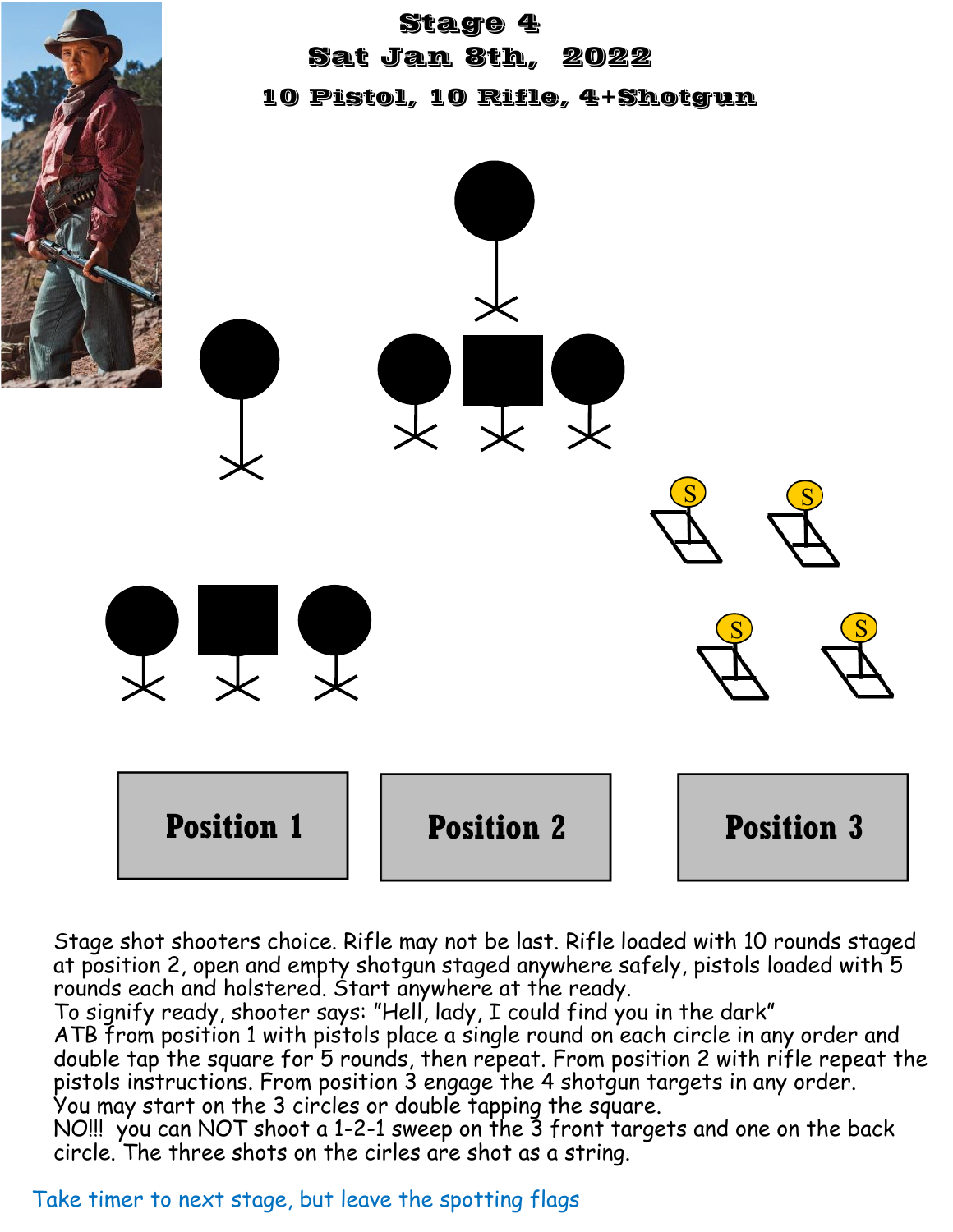# Stage 4

## Sat Jan 8th, 2022

### 10 Pistol, 10 Rifle, 4+Shotgun

Position 1 Position 2 Position 3

Stage shot shooters choice. Rifle may not be last. Rifle loaded with 10 rounds staged at position 2, open and empty shotgun staged anywhere safely, pistols loaded with 5 rounds each and holstered. Start anywhere at the ready.

To signify ready, shooter says: "Hell, lady, I could find you in the dark"

ATB from position 1 with pistols place a single round on each circle in any order and double tap the square for 5 rounds, then repeat. From position 2 with rifle repeat the pistols instructions. From position 3 engage the 4 shotgun targets in any order.

You may start on the 3 circles or double tapping the square.

NO!!! you can NOT shoot a 1-2-1 sweep on the 3 front targets and one on the back circle. The three shots on the cirles are shot as a string.

Take timer to next stage, but leave the spotting flags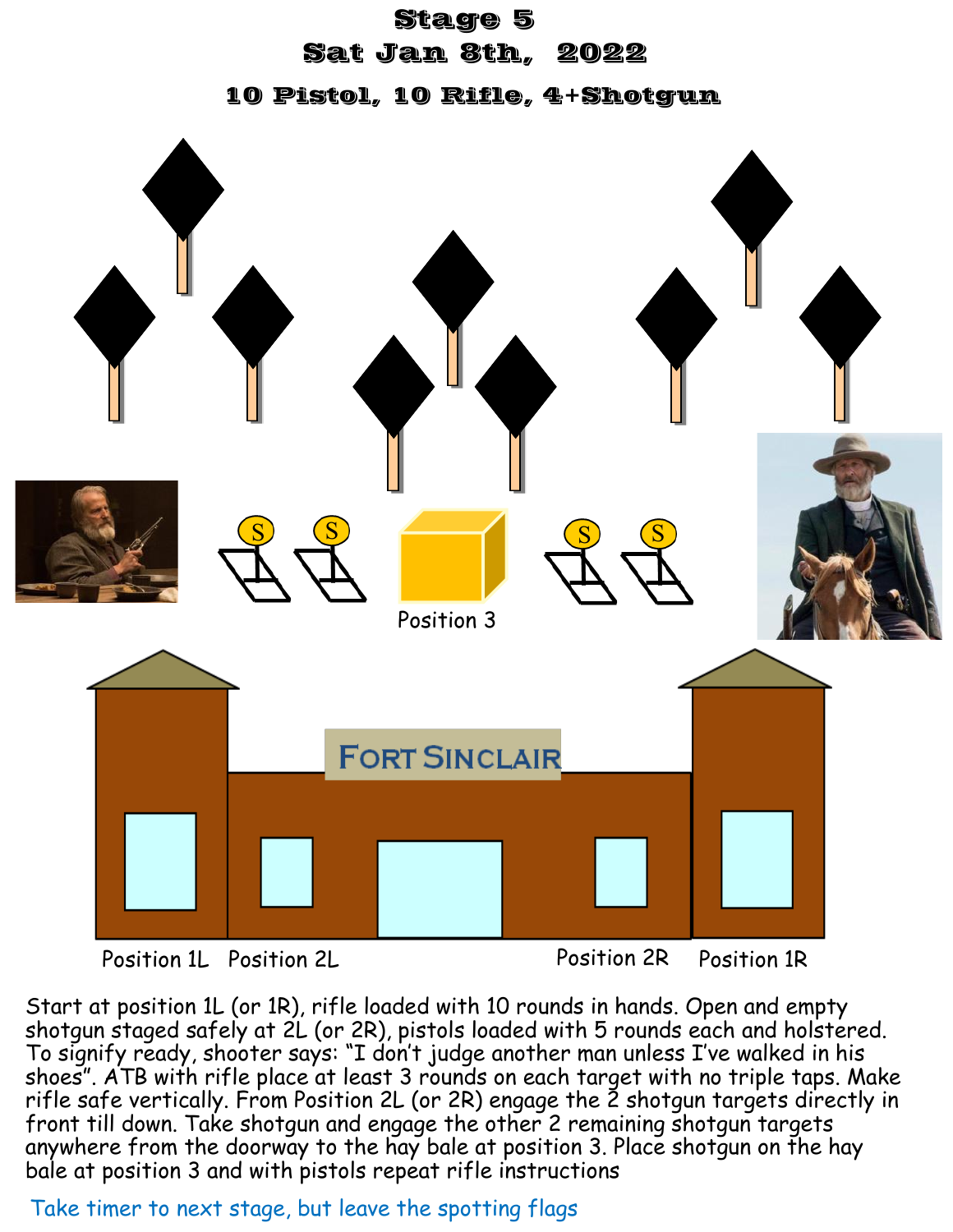# Stage 5

## Sat Jan 8th, 2022

### 10 Pistol, 10 Rifle, 4+Shotgun

Position 3

FORT SINCLAIR

Position 1L Position 2L Position 2R Position 1R

Start at position 1L (or 1R), rifle loaded with 10 rounds in hands. Open and empty shotgun staged safely at 2L (or 2R), pistols loaded with 5 rounds each and holstered. To signify ready, shooter says: "I don't judge another man unless I've walked in his shoes". ATB with rifle place at least 3 rounds on each target with no triple taps. Make rifle safe vertically. From Position 2L (or 2R) engage the 2 shotgun targets directly in front till down. Take shotgun and engage the other 2 remaining shotgun targets anywhere from the doorway to the hay bale at position 3. Place shotgun on the hay bale at position 3 and with pistols repeat rifle instructions

Take timer to next stage, but leave the spotting flags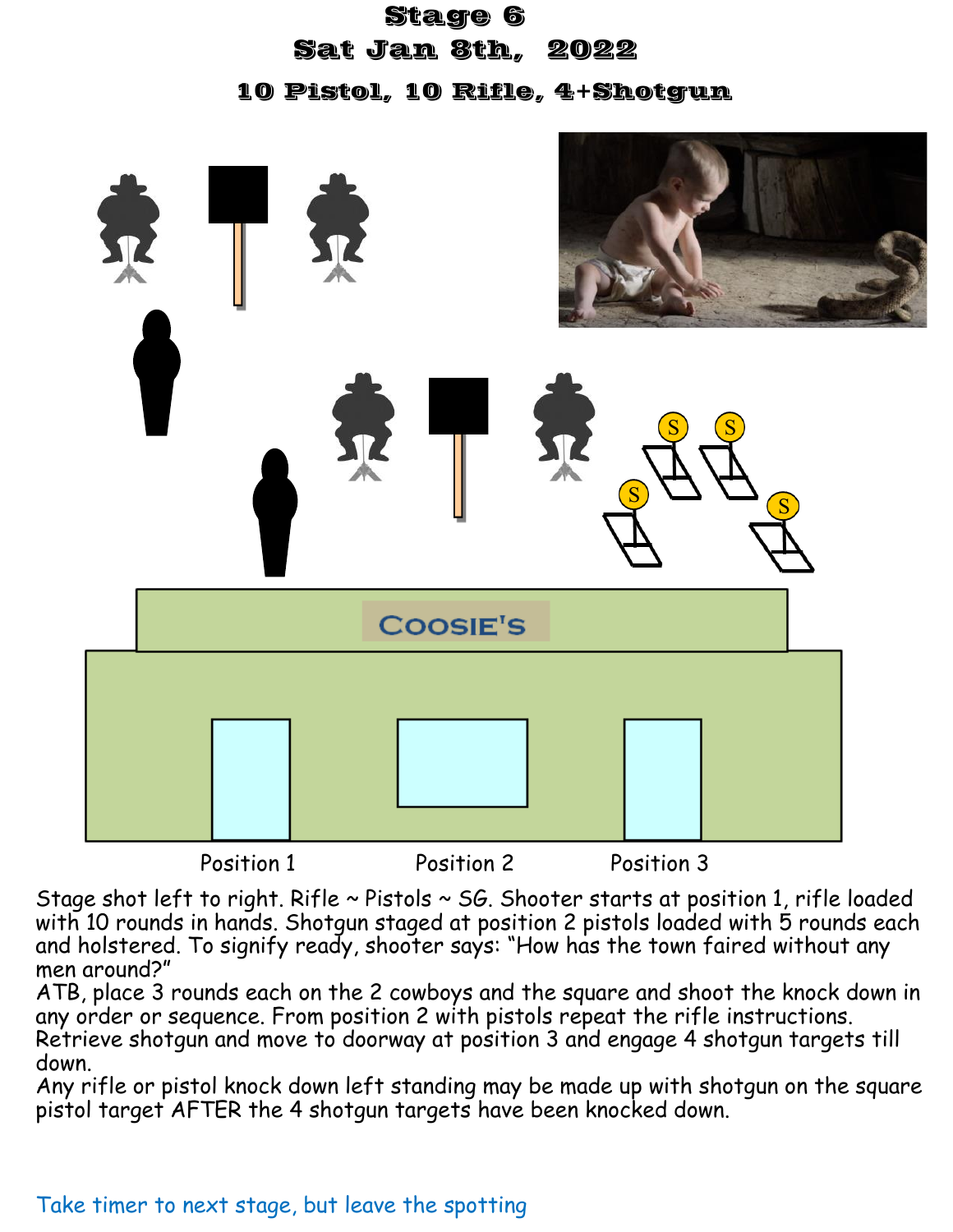# Stage 6

## Sat Jan 8th, 2022

### 10 Pistol, 10 Rifle, 4+Shotgun

COOSIE'S

Position 1 Position 2 Position 3

Stage shot left to right. Rifle ~ Pistols ~ SG. Shooter starts at position 1, rifle loaded with 10 rounds in hands. Shotgun staged at position 2 pistols loaded with 5 rounds each and holstered. To signify ready, shooter says: "How has the town faired without any men around?"

ATB, place 3 rounds each on the 2 cowboys and the square and shoot the knock down in any order or sequence. From position 2 with pistols repeat the rifle instructions. Retrieve shotgun and move to doorway at position 3 and engage 4 shotgun targets till down.

Any rifle or pistol knock down left standing may be made up with shotgun on the square pistol target AFTER the 4 shotgun targets have been knocked down.

Take timer to next stage, but leave the spotting